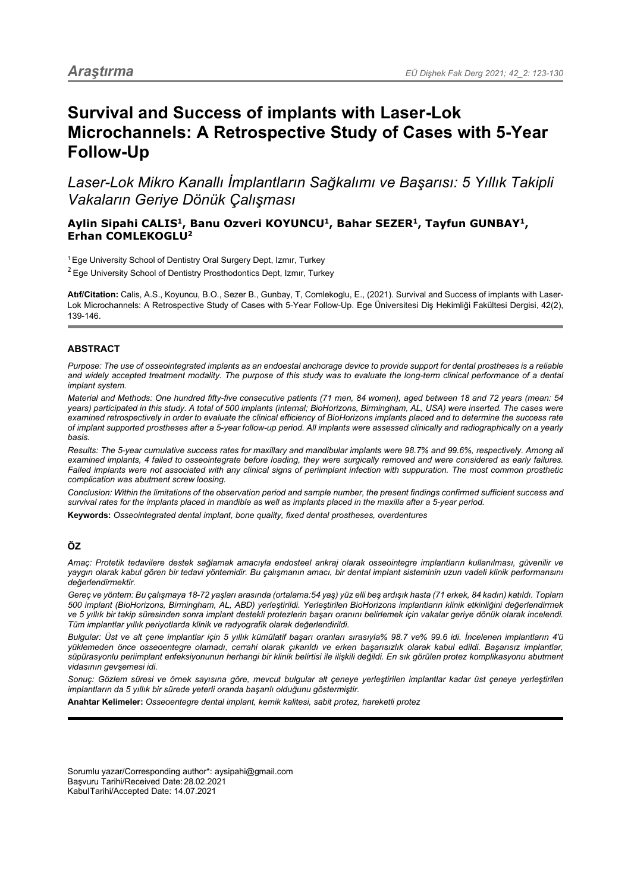Araştırma

# Survival and Success of implants with Laser-Lok Microchannels: A Retrospective Study of Cases with 5-Year Follow-Up

*Laser-Lok Mikro Kanallı İmplantların Sağkalımı ve Başarısı: 5 Yıllık Takipli Vakaların Geriye Dönük Çalışması*

**Aylin Sipahi CALIS[1], Banu Ozveri KOYUNCU[1], Bahar SEZER[1], Tayfun GUNBAY[1], Erhan COMLEKOGLU[2]**

[1] Ege University School of Dentistry Oral Surgery Dept, Izmır, Turkey

[2] Ege University School of Dentistry Prosthodontics Dept, Izmır, Turkey

**Atıf/Citation:** Calis, A.S., Koyuncu, B.O., Sezer B., Gunbay, T, Comlekoglu, E., (2021). Survival and Success of implants with Laser-Lok Microchannels: A Retrospective Study of Cases with 5-Year Follow-Up. Ege Üniversitesi Diş Hekimliği Fakültesi Dergisi, 42(2), 139-146.

## ABSTRACT

*Purpose: The use of osseointegrated implants as an endoestal anchorage device to provide support for dental prostheses is a reliable and widely accepted treatment modality. The purpose of this study was to evaluate the long-term clinical performance of a dental implant system.*

*Material and Methods: One hundred fifty-five consecutive patients (71 men, 84 women), aged between 18 and 72 years (mean: 54 years) participated in this study. A total of 500 implants (internal; BioHorizons, Birmingham, AL, USA) were inserted. The cases were examined retrospectively in order to evaluate the clinical efficiency of BioHorizons implants placed and to determine the success rate of implant supported prostheses after a 5-year follow-up period. All implants were assessed clinically and radiographically on a yearly basis.*

*Results: The 5-year cumulative success rates for maxillary and mandibular implants were 98.7% and 99.6%, respectively. Among all examined implants, 4 failed to osseointegrate before loading, they were surgically removed and were considered as early failures. Failed implants were not associated with any clinical signs of periimplant infection with suppuration. The most common prosthetic complication was abutment screw loosing.*

*Conclusion: Within the limitations of the observation period and sample number, the present findings confirmed sufficient success and survival rates for the implants placed in mandible as well as implants placed in the maxilla after a 5-year period.*

**Keywords:** *Osseointegrated dental implant, bone quality, fixed dental prostheses, overdentures*

## ÖZ

*Amaç: Protetik tedavilere destek sağlamak amacıyla endosteel ankraj olarak osseointegre implantların kullanılması, güvenilir ve yaygın olarak kabul gören bir tedavi yöntemidir. Bu çalışmanın amacı, bir dental implant sisteminin uzun vadeli klinik performansını değerlendirmektir.*

*Gereç ve yöntem: Bu çalışmaya 18-72 yaşları arasında (ortalama:54 yaş) yüz elli beş ardışık hasta (71 erkek, 84 kadın) katıldı. Toplam 500 implant (BioHorizons, Birmingham, AL, ABD) yerleştirildi. Yerleştirilen BioHorizons implantların klinik etkinliğini değerlendirmek ve 5 yıllık bir takip süresinden sonra implant destekli protezlerin başarı oranını belirlemek için vakalar geriye dönük olarak incelendi. Tüm implantlar yıllık periyotlarda klinik ve radyografik olarak değerlendirildi.*

*Bulgular: Üst ve alt çene implantlar için 5 yıllık kümülatif başarı oranları sırasıyla% 98.7 ve% 99.6 idi. İncelenen implantların 4'ü yüklemeden önce osseoentegre olamadı, cerrahi olarak çıkarıldı ve erken başarısızlık olarak kabul edildi. Başarısız implantlar, süpürasyonlu periimplant enfeksiyonunun herhangi bir klinik belirtisi ile ilişkili değildi. En sık görülen protez komplikasyonu abutment vidasının gevşemesi idi.*

*Sonuç: Gözlem süresi ve örnek sayısına göre, mevcut bulgular alt çeneye yerleştirilen implantlar kadar üst çeneye yerleştirilen implantların da 5 yıllık bir sürede yeterli oranda başarılı olduğunu göstermiştir.*

**Anahtar Kelimeler:** *Osseoentegre dental implant, kemik kalitesi, sabit protez, hareketli protez*

Sorumlu yazar/Corresponding author*: aysipahi@gmail.com
Başvuru Tarihi/Received Date: 28.02.2021
KabulTarihi/Accepted Date: 14.07.2021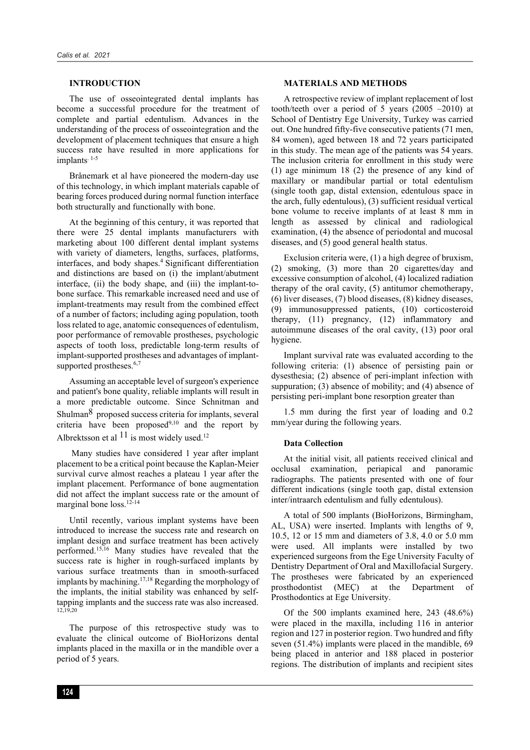## INTRODUCTION

The use of osseointegrated dental implants has become a successful procedure for the treatment of complete and partial edentulism. Advances in the understanding of the process of osseointegration and the development of placement techniques that ensure a high success rate have resulted in more applications for implants.[1-5]

Brånemark et al have pioneered the modern-day use of this technology, in which implant materials capable of bearing forces produced during normal function interface both structurally and functionally with bone.

At the beginning of this century, it was reported that there were 25 dental implants manufacturers with marketing about 100 different dental implant systems with variety of diameters, lengths, surfaces, platforms, interfaces, and body shapes.[4] Significant differentiation and distinctions are based on (i) the implant/abutment interface, (ii) the body shape, and (iii) the implant-to-bone surface. This remarkable increased need and use of implant-treatments may result from the combined effect of a number of factors; including aging population, tooth loss related to age, anatomic consequences of edentulism, poor performance of removable prostheses, psychologic aspects of tooth loss, predictable long-term results of implant-supported prostheses and advantages of implant-supported prostheses.[6,7]

Assuming an acceptable level of surgeon's experience and patient's bone quality, reliable implants will result in a more predictable outcome. Since Schnitman and Shulman[8] proposed success criteria for implants, several criteria have been proposed[9,10] and the report by Albrektsson et al [11] is most widely used.[12]

Many studies have considered 1 year after implant placement to be a critical point because the Kaplan-Meier survival curve almost reaches a plateau 1 year after the implant placement. Performance of bone augmentation did not affect the implant success rate or the amount of marginal bone loss.[12-14]

Until recently, various implant systems have been introduced to increase the success rate and research on implant design and surface treatment has been actively performed.[15,16] Many studies have revealed that the success rate is higher in rough-surfaced implants by various surface treatments than in smooth-surfaced implants by machining.[17,18] Regarding the morphology of the implants, the initial stability was enhanced by self-tapping implants and the success rate was also increased.[12,19,20]

The purpose of this retrospective study was to evaluate the clinical outcome of BioHorizons dental implants placed in the maxilla or in the mandible over a period of 5 years.

## MATERIALS AND METHODS

A retrospective review of implant replacement of lost tooth/teeth over a period of 5 years (2005 –2010) at School of Dentistry Ege University, Turkey was carried out. One hundred fifty-five consecutive patients (71 men, 84 women), aged between 18 and 72 years participated in this study. The mean age of the patients was 54 years. The inclusion criteria for enrollment in this study were (1) age minimum 18 (2) the presence of any kind of maxillary or mandibular partial or total edentulism (single tooth gap, distal extension, edentulous space in the arch, fully edentulous), (3) sufficient residual vertical bone volume to receive implants of at least 8 mm in length as assessed by clinical and radiological examination, (4) the absence of periodontal and mucosal diseases, and (5) good general health status.

Exclusion criteria were, (1) a high degree of bruxism, (2) smoking, (3) more than 20 cigarettes/day and excessive consumption of alcohol, (4) localized radiation therapy of the oral cavity, (5) antitumor chemotherapy, (6) liver diseases, (7) blood diseases, (8) kidney diseases, (9) immunosuppressed patients, (10) corticosteroid therapy, (11) pregnancy, (12) inflammatory and autoimmune diseases of the oral cavity, (13) poor oral hygiene.

Implant survival rate was evaluated according to the following criteria: (1) absence of persisting pain or dysesthesia; (2) absence of peri-implant infection with suppuration; (3) absence of mobility; and (4) absence of persisting peri-implant bone resorption greater than

1.5 mm during the first year of loading and 0.2 mm/year during the following years.

### Data Collection

At the initial visit, all patients received clinical and occlusal examination, periapical and panoramic radiographs. The patients presented with one of four different indications (single tooth gap, distal extension inter/intraarch edentulism and fully edentulous).

A total of 500 implants (BioHorizons, Birmingham, AL, USA) were inserted. Implants with lengths of 9, 10.5, 12 or 15 mm and diameters of 3.8, 4.0 or 5.0 mm were used. All implants were installed by two experienced surgeons from the Ege University Faculty of Dentistry Department of Oral and Maxillofacial Surgery. The prostheses were fabricated by an experienced prosthodontist (MEÇ) at the Department of Prosthodontics at Ege University.

Of the 500 implants examined here, 243 (48.6%) were placed in the maxilla, including 116 in anterior region and 127 in posterior region. Two hundred and fifty seven (51.4%) implants were placed in the mandible, 69 being placed in anterior and 188 placed in posterior regions. The distribution of implants and recipient sites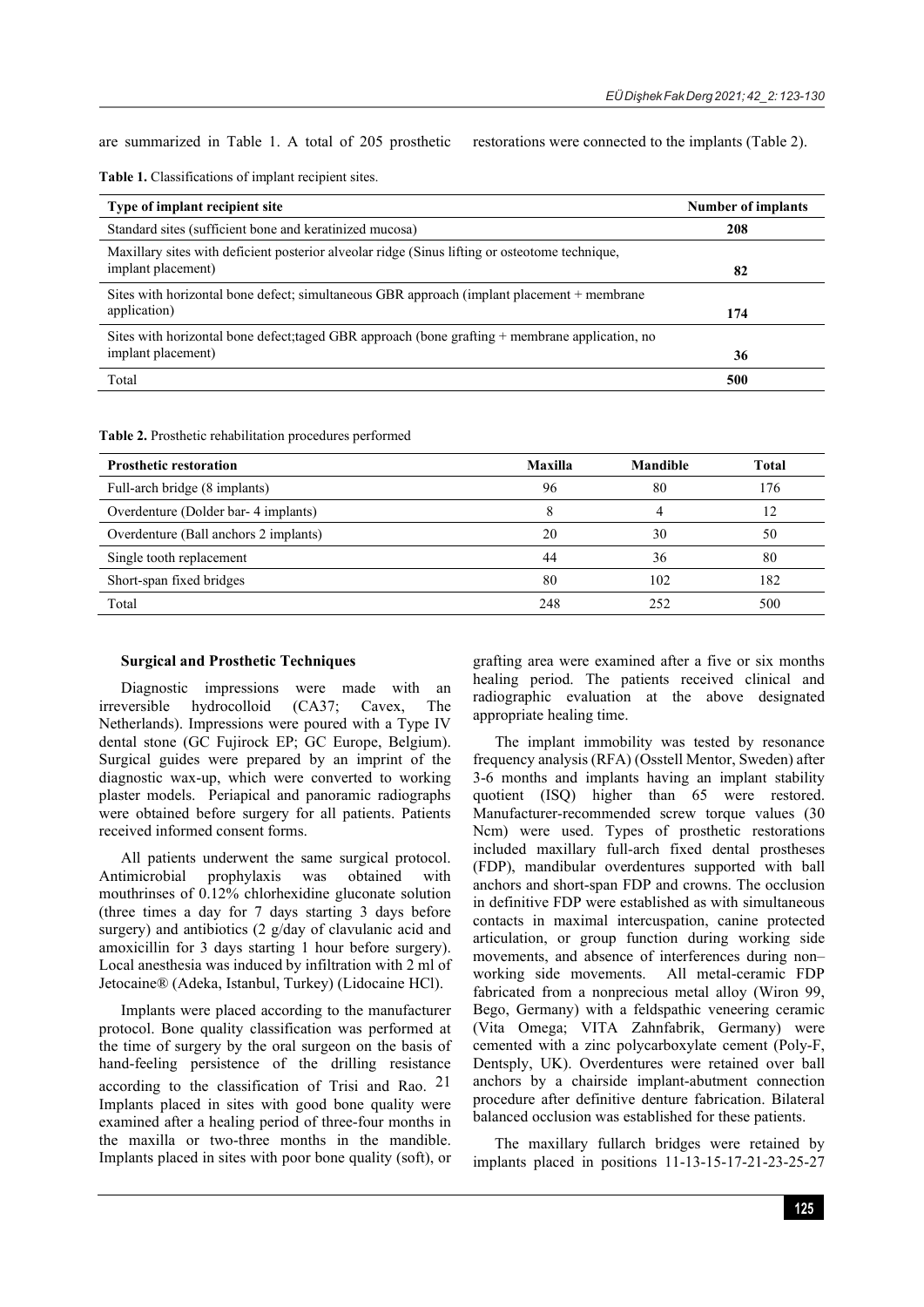are summarized in Table 1. A total of 205 prosthetic restorations were connected to the implants (Table 2).

**Table 1.** Classifications of implant recipient sites.

| Type of implant recipient site | Number of implants |
| --- | --- |
| Standard sites (sufficient bone and keratinized mucosa) | **208** |
| Maxillary sites with deficient posterior alveolar ridge (Sinus lifting or osteotome technique, implant placement) | **82** |
| Sites with horizontal bone defect; simultaneous GBR approach (implant placement + membrane application) | **174** |
| Sites with horizontal bone defect;taged GBR approach (bone grafting + membrane application, no implant placement) | **36** |
| Total | **500** |

**Table 2.** Prosthetic rehabilitation procedures performed

| Prosthetic restoration | Maxilla | Mandible | Total |
| --- | --- | --- | --- |
| Full-arch bridge (8 implants) | 96 | 80 | 176 |
| Overdenture (Dolder bar- 4 implants) | 8 | 4 | 12 |
| Overdenture (Ball anchors 2 implants) | 20 | 30 | 50 |
| Single tooth replacement | 44 | 36 | 80 |
| Short-span fixed bridges | 80 | 102 | 182 |
| Total | 248 | 252 | 500 |

### Surgical and Prosthetic Techniques

Diagnostic impressions were made with an irreversible hydrocolloid (CA37; Cavex, The Netherlands). Impressions were poured with a Type IV dental stone (GC Fujirock EP; GC Europe, Belgium). Surgical guides were prepared by an imprint of the diagnostic wax-up, which were converted to working plaster models. Periapical and panoramic radiographs were obtained before surgery for all patients. Patients received informed consent forms.

All patients underwent the same surgical protocol. Antimicrobial prophylaxis was obtained with mouthrinses of 0.12% chlorhexidine gluconate solution (three times a day for 7 days starting 3 days before surgery) and antibiotics (2 g/day of clavulanic acid and amoxicillin for 3 days starting 1 hour before surgery). Local anesthesia was induced by infiltration with 2 ml of Jetocaine® (Adeka, Istanbul, Turkey) (Lidocaine HCl).

Implants were placed according to the manufacturer protocol. Bone quality classification was performed at the time of surgery by the oral surgeon on the basis of hand-feeling persistence of the drilling resistance according to the classification of Trisi and Rao. [21] Implants placed in sites with good bone quality were examined after a healing period of three-four months in the maxilla or two-three months in the mandible. Implants placed in sites with poor bone quality (soft), or grafting area were examined after a five or six months healing period. The patients received clinical and radiographic evaluation at the above designated appropriate healing time.

The implant immobility was tested by resonance frequency analysis (RFA) (Osstell Mentor, Sweden) after 3-6 months and implants having an implant stability quotient (ISQ) higher than 65 were restored. Manufacturer-recommended screw torque values (30 Ncm) were used. Types of prosthetic restorations included maxillary full-arch fixed dental prostheses (FDP), mandibular overdentures supported with ball anchors and short-span FDP and crowns. The occlusion in definitive FDP were established as with simultaneous contacts in maximal intercuspation, canine protected articulation, or group function during working side movements, and absence of interferences during non–working side movements. All metal-ceramic FDP fabricated from a nonprecious metal alloy (Wiron 99, Bego, Germany) with a feldspathic veneering ceramic (Vita Omega; VITA Zahnfabrik, Germany) were cemented with a zinc polycarboxylate cement (Poly-F, Dentsply, UK). Overdentures were retained over ball anchors by a chairside implant-abutment connection procedure after definitive denture fabrication. Bilateral balanced occlusion was established for these patients.

The maxillary fullarch bridges were retained by implants placed in positions 11-13-15-17-21-23-25-27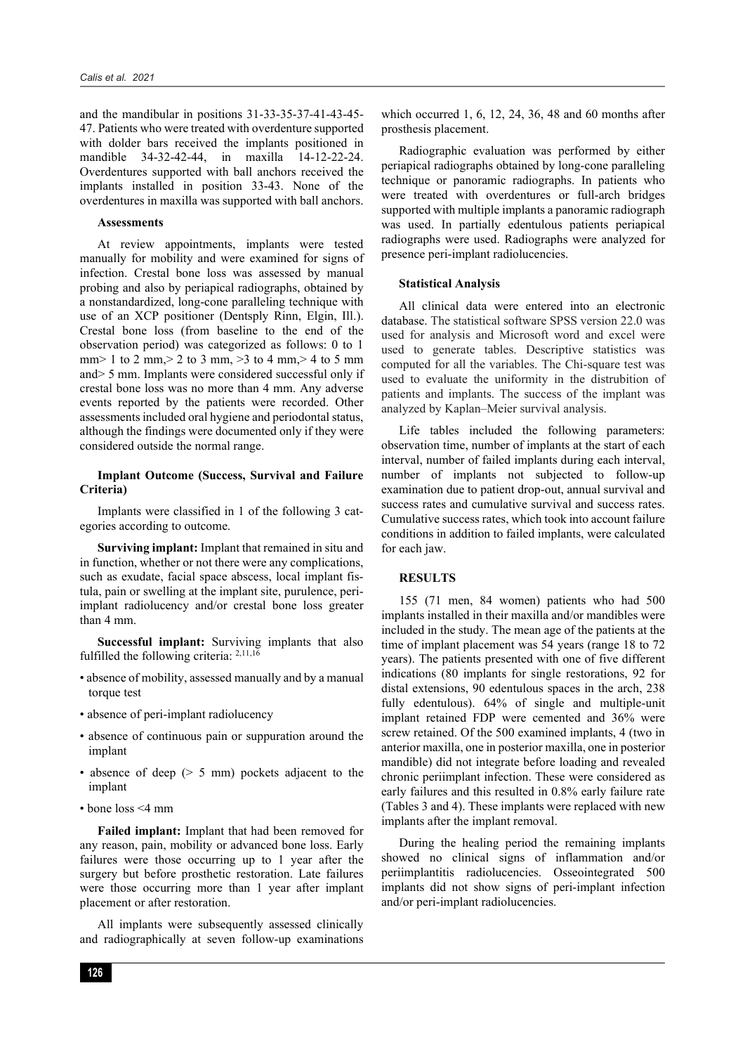and the mandibular in positions 31-33-35-37-41-43-45-47. Patients who were treated with overdenture supported with dolder bars received the implants positioned in mandible 34-32-42-44, in maxilla 14-12-22-24. Overdentures supported with ball anchors received the implants installed in position 33-43. None of the overdentures in maxilla was supported with ball anchors.

### Assessments

At review appointments, implants were tested manually for mobility and were examined for signs of infection. Crestal bone loss was assessed by manual probing and also by periapical radiographs, obtained by a nonstandardized, long-cone paralleling technique with use of an XCP positioner (Dentsply Rinn, Elgin, Ill.). Crestal bone loss (from baseline to the end of the observation period) was categorized as follows: 0 to 1 mm> 1 to 2 mm,> 2 to 3 mm, >3 to 4 mm,> 4 to 5 mm and> 5 mm. Implants were considered successful only if crestal bone loss was no more than 4 mm. Any adverse events reported by the patients were recorded. Other assessments included oral hygiene and periodontal status, although the findings were documented only if they were considered outside the normal range.

### Implant Outcome (Success, Survival and Failure Criteria)

Implants were classified in 1 of the following 3 categories according to outcome.

**Surviving implant:** Implant that remained in situ and in function, whether or not there were any complications, such as exudate, facial space abscess, local implant fistula, pain or swelling at the implant site, purulence, peri-implant radiolucency and/or crestal bone loss greater than 4 mm.

**Successful implant:** Surviving implants that also fulfilled the following criteria: [2,11,16]

- absence of mobility, assessed manually and by a manual torque test
- absence of peri-implant radiolucency
- absence of continuous pain or suppuration around the implant
- absence of deep (> 5 mm) pockets adjacent to the implant
- bone loss <4 mm

**Failed implant:** Implant that had been removed for any reason, pain, mobility or advanced bone loss. Early failures were those occurring up to 1 year after the surgery but before prosthetic restoration. Late failures were those occurring more than 1 year after implant placement or after restoration.

All implants were subsequently assessed clinically and radiographically at seven follow-up examinations which occurred 1, 6, 12, 24, 36, 48 and 60 months after prosthesis placement.

Radiographic evaluation was performed by either periapical radiographs obtained by long-cone paralleling technique or panoramic radiographs. In patients who were treated with overdentures or full-arch bridges supported with multiple implants a panoramic radiograph was used. In partially edentulous patients periapical radiographs were used. Radiographs were analyzed for presence peri-implant radiolucencies.

### Statistical Analysis

All clinical data were entered into an electronic database. The statistical software SPSS version 22.0 was used for analysis and Microsoft word and excel were used to generate tables. Descriptive statistics was computed for all the variables. The Chi-square test was used to evaluate the uniformity in the distrubition of patients and implants. The success of the implant was analyzed by Kaplan–Meier survival analysis.

Life tables included the following parameters: observation time, number of implants at the start of each interval, number of failed implants during each interval, number of implants not subjected to follow-up examination due to patient drop-out, annual survival and success rates and cumulative survival and success rates. Cumulative success rates, which took into account failure conditions in addition to failed implants, were calculated for each jaw.

## RESULTS

155 (71 men, 84 women) patients who had 500 implants installed in their maxilla and/or mandibles were included in the study. The mean age of the patients at the time of implant placement was 54 years (range 18 to 72 years). The patients presented with one of five different indications (80 implants for single restorations, 92 for distal extensions, 90 edentulous spaces in the arch, 238 fully edentulous). 64% of single and multiple-unit implant retained FDP were cemented and 36% were screw retained. Of the 500 examined implants, 4 (two in anterior maxilla, one in posterior maxilla, one in posterior mandible) did not integrate before loading and revealed chronic periimplant infection. These were considered as early failures and this resulted in 0.8% early failure rate (Tables 3 and 4). These implants were replaced with new implants after the implant removal.

During the healing period the remaining implants showed no clinical signs of inflammation and/or periimplantitis radiolucencies. Osseointegrated 500 implants did not show signs of peri-implant infection and/or peri-implant radiolucencies.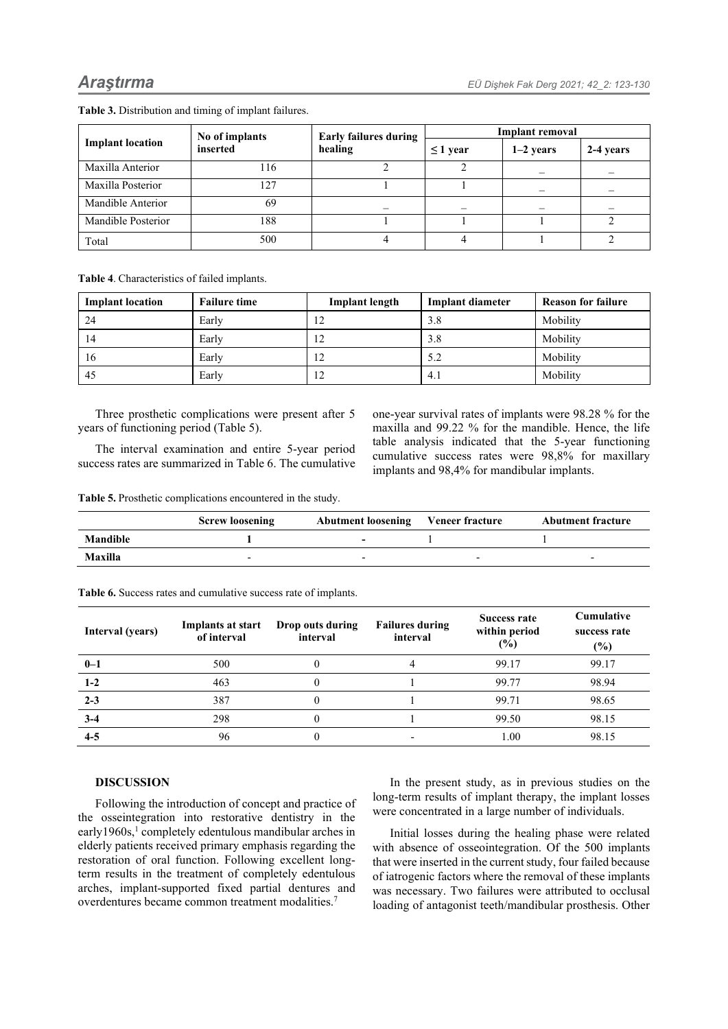**Table 3.** Distribution and timing of implant failures.

| Implant location | No of implants inserted | Early failures during healing | Implant removal | | |
|---|---|---|---|---|---|
| | | | ≤ 1 year | 1–2 years | 2-4 years |
| Maxilla Anterior | 116 | 2 | 2 | _ | _ |
| Maxilla Posterior | 127 | 1 | 1 | _ | _ |
| Mandible Anterior | 69 | _ | _ | _ | _ |
| Mandible Posterior | 188 | 1 | 1 | 1 | 2 |
| Total | 500 | 4 | 4 | 1 | 2 |

**Table 4**. Characteristics of failed implants.

| Implant location | Failure time | Implant length | Implant diameter | Reason for failure |
|---|---|---|---|---|
| 24 | Early | 12 | 3.8 | Mobility |
| 14 | Early | 12 | 3.8 | Mobility |
| 16 | Early | 12 | 5.2 | Mobility |
| 45 | Early | 12 | 4.1 | Mobility |

Three prosthetic complications were present after 5 years of functioning period (Table 5).

The interval examination and entire 5-year period success rates are summarized in Table 6. The cumulative one-year survival rates of implants were 98.28 % for the maxilla and 99.22 % for the mandible. Hence, the life table analysis indicated that the 5-year functioning cumulative success rates were 98,8% for maxillary implants and 98,4% for mandibular implants.

**Table 5.** Prosthetic complications encountered in the study.

| | Screw loosening | Abutment loosening | Veneer fracture | Abutment fracture |
|---|---|---|---|---|
| **Mandible** | **1** | **-** | 1 | 1 |
| **Maxilla** | - | - | - | - |

**Table 6.** Success rates and cumulative success rate of implants.

| Interval (years) | Implants at start of interval | Drop outs during interval | Failures during interval | Success rate within period (%) | Cumulative success rate (%) |
|---|---|---|---|---|---|
| **0–1** | 500 | 0 | 4 | 99.17 | 99.17 |
| **1-2** | 463 | 0 | 1 | 99.77 | 98.94 |
| **2-3** | 387 | 0 | 1 | 99.71 | 98.65 |
| **3-4** | 298 | 0 | 1 | 99.50 | 98.15 |
| **4-5** | 96 | 0 | - | 1.00 | 98.15 |

## DISCUSSION

Following the introduction of concept and practice of the osseointegration into restorative dentistry in the early1960s,[1] completely edentulous mandibular arches in elderly patients received primary emphasis regarding the restoration of oral function. Following excellent long-term results in the treatment of completely edentulous arches, implant-supported fixed partial dentures and overdentures became common treatment modalities.[7]

In the present study, as in previous studies on the long-term results of implant therapy, the implant losses were concentrated in a large number of individuals.

Initial losses during the healing phase were related with absence of osseointegration. Of the 500 implants that were inserted in the current study, four failed because of iatrogenic factors where the removal of these implants was necessary. Two failures were attributed to occlusal loading of antagonist teeth/mandibular prosthesis. Other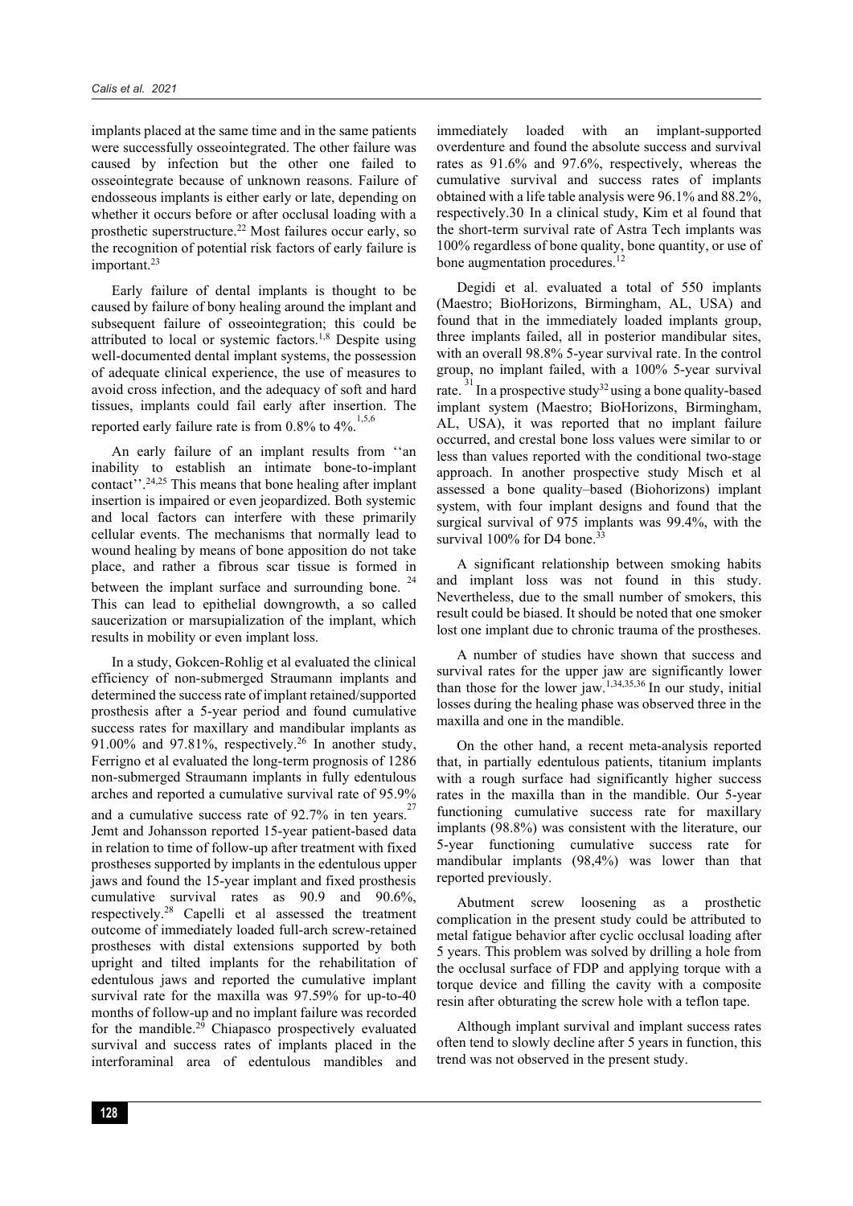implants placed at the same time and in the same patients were successfully osseointegrated. The other failure was caused by infection but the other one failed to osseointegrate because of unknown reasons. Failure of endosseous implants is either early or late, depending on whether it occurs before or after occlusal loading with a prosthetic superstructure.[22] Most failures occur early, so the recognition of potential risk factors of early failure is important.[23]

Early failure of dental implants is thought to be caused by failure of bony healing around the implant and subsequent failure of osseointegration; this could be attributed to local or systemic factors.[1,8] Despite using well-documented dental implant systems, the possession of adequate clinical experience, the use of measures to avoid cross infection, and the adequacy of soft and hard tissues, implants could fail early after insertion. The reported early failure rate is from 0.8% to 4%.[1,5,6]

An early failure of an implant results from ''an inability to establish an intimate bone-to-implant contact''.[24,25] This means that bone healing after implant insertion is impaired or even jeopardized. Both systemic and local factors can interfere with these primarily cellular events. The mechanisms that normally lead to wound healing by means of bone apposition do not take place, and rather a fibrous scar tissue is formed in between the implant surface and surrounding bone.[24] This can lead to epithelial downgrowth, a so called saucerization or marsupialization of the implant, which results in mobility or even implant loss.

In a study, Gokcen-Rohlig et al evaluated the clinical efficiency of non-submerged Straumann implants and determined the success rate of implant retained/supported prosthesis after a 5-year period and found cumulative success rates for maxillary and mandibular implants as 91.00% and 97.81%, respectively.[26] In another study, Ferrigno et al evaluated the long-term prognosis of 1286 non-submerged Straumann implants in fully edentulous arches and reported a cumulative survival rate of 95.9% and a cumulative success rate of 92.7% in ten years.[27] Jemt and Johansson reported 15-year patient-based data in relation to time of follow-up after treatment with fixed prostheses supported by implants in the edentulous upper jaws and found the 15-year implant and fixed prosthesis cumulative survival rates as 90.9 and 90.6%, respectively.[28] Capelli et al assessed the treatment outcome of immediately loaded full-arch screw-retained prostheses with distal extensions supported by both upright and tilted implants for the rehabilitation of edentulous jaws and reported the cumulative implant survival rate for the maxilla was 97.59% for up-to-40 months of follow-up and no implant failure was recorded for the mandible.[29] Chiapasco prospectively evaluated survival and success rates of implants placed in the interforaminal area of edentulous mandibles and immediately loaded with an implant-supported overdenture and found the absolute success and survival rates as 91.6% and 97.6%, respectively, whereas the cumulative survival and success rates of implants obtained with a life table analysis were 96.1% and 88.2%, respectively.30 In a clinical study, Kim et al found that the short-term survival rate of Astra Tech implants was 100% regardless of bone quality, bone quantity, or use of bone augmentation procedures.[12]

Degidi et al. evaluated a total of 550 implants (Maestro; BioHorizons, Birmingham, AL, USA) and found that in the immediately loaded implants group, three implants failed, all in posterior mandibular sites, with an overall 98.8% 5-year survival rate. In the control group, no implant failed, with a 100% 5-year survival rate.[31] In a prospective study[32] using a bone quality-based implant system (Maestro; BioHorizons, Birmingham, AL, USA), it was reported that no implant failure occurred, and crestal bone loss values were similar to or less than values reported with the conditional two-stage approach. In another prospective study Misch et al assessed a bone quality–based (Biohorizons) implant system, with four implant designs and found that the surgical survival of 975 implants was 99.4%, with the survival 100% for D4 bone.[33]

A significant relationship between smoking habits and implant loss was not found in this study. Nevertheless, due to the small number of smokers, this result could be biased. It should be noted that one smoker lost one implant due to chronic trauma of the prostheses.

A number of studies have shown that success and survival rates for the upper jaw are significantly lower than those for the lower jaw.[1,34,35,36] In our study, initial losses during the healing phase was observed three in the maxilla and one in the mandible.

On the other hand, a recent meta-analysis reported that, in partially edentulous patients, titanium implants with a rough surface had significantly higher success rates in the maxilla than in the mandible. Our 5-year functioning cumulative success rate for maxillary implants (98.8%) was consistent with the literature, our 5-year functioning cumulative success rate for mandibular implants (98,4%) was lower than that reported previously.

Abutment screw loosening as a prosthetic complication in the present study could be attributed to metal fatigue behavior after cyclic occlusal loading after 5 years. This problem was solved by drilling a hole from the occlusal surface of FDP and applying torque with a torque device and filling the cavity with a composite resin after obturating the screw hole with a teflon tape.

Although implant survival and implant success rates often tend to slowly decline after 5 years in function, this trend was not observed in the present study.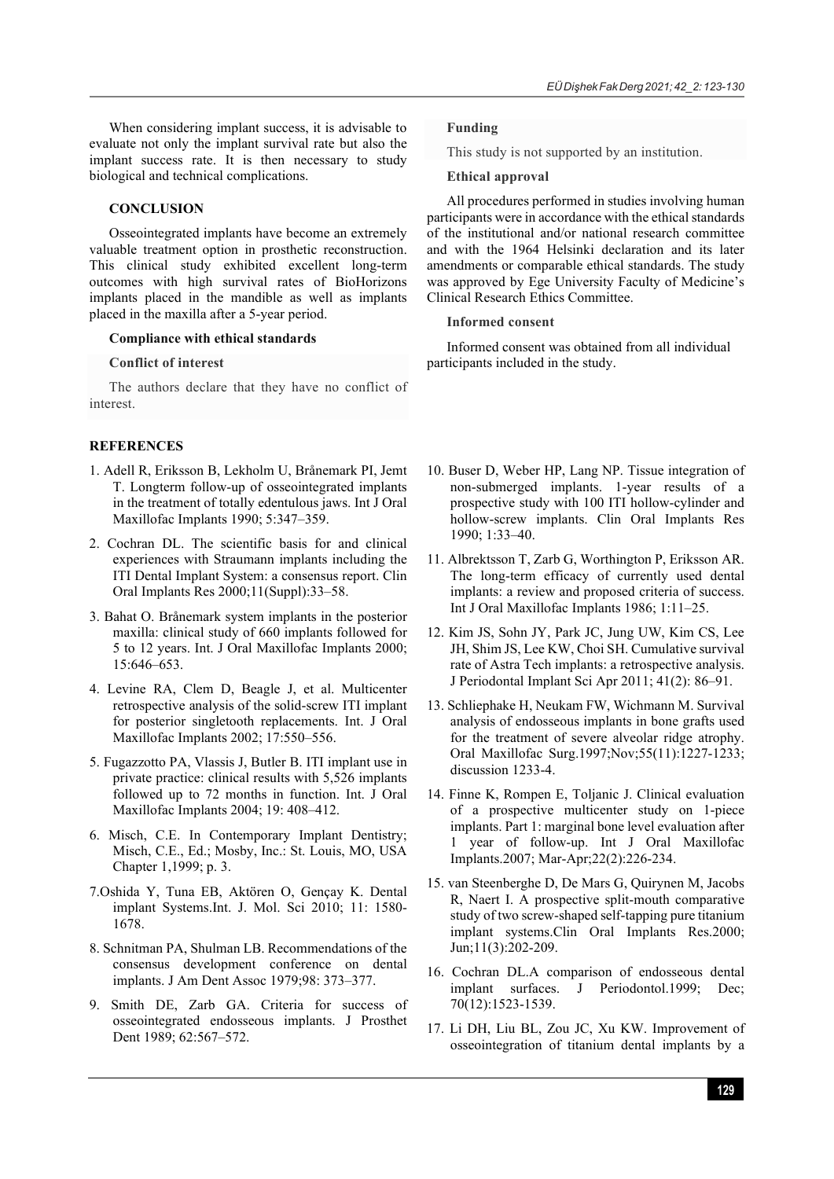When considering implant success, it is advisable to evaluate not only the implant survival rate but also the implant success rate. It is then necessary to study biological and technical complications.

## CONCLUSION

Osseointegrated implants have become an extremely valuable treatment option in prosthetic reconstruction. This clinical study exhibited excellent long-term outcomes with high survival rates of BioHorizons implants placed in the mandible as well as implants placed in the maxilla after a 5-year period.

### Compliance with ethical standards

**Conflict of interest**

The authors declare that they have no conflict of interest.

**Funding**

This study is not supported by an institution.

**Ethical approval**

All procedures performed in studies involving human participants were in accordance with the ethical standards of the institutional and/or national research committee and with the 1964 Helsinki declaration and its later amendments or comparable ethical standards. The study was approved by Ege University Faculty of Medicine's Clinical Research Ethics Committee.

**Informed consent**

Informed consent was obtained from all individual participants included in the study.

## REFERENCES

1. Adell R, Eriksson B, Lekholm U, Brånemark PI, Jemt T. Longterm follow-up of osseointegrated implants in the treatment of totally edentulous jaws. Int J Oral Maxillofac Implants 1990; 5:347–359.
2. Cochran DL. The scientific basis for and clinical experiences with Straumann implants including the ITI Dental Implant System: a consensus report. Clin Oral Implants Res 2000;11(Suppl):33–58.
3. Bahat O. Brånemark system implants in the posterior maxilla: clinical study of 660 implants followed for 5 to 12 years. Int. J Oral Maxillofac Implants 2000; 15:646–653.
4. Levine RA, Clem D, Beagle J, et al. Multicenter retrospective analysis of the solid-screw ITI implant for posterior singletooth replacements. Int. J Oral Maxillofac Implants 2002; 17:550–556.
5. Fugazzotto PA, Vlassis J, Butler B. ITI implant use in private practice: clinical results with 5,526 implants followed up to 72 months in function. Int. J Oral Maxillofac Implants 2004; 19: 408–412.
6. Misch, C.E. In Contemporary Implant Dentistry; Misch, C.E., Ed.; Mosby, Inc.: St. Louis, MO, USA Chapter 1,1999; p. 3.
7. Oshida Y, Tuna EB, Aktören O, Gençay K. Dental implant Systems.Int. J. Mol. Sci 2010; 11: 1580-1678.
8. Schnitman PA, Shulman LB. Recommendations of the consensus development conference on dental implants. J Am Dent Assoc 1979;98: 373–377.
9. Smith DE, Zarb GA. Criteria for success of osseointegrated endosseous implants. J Prosthet Dent 1989; 62:567–572.
10. Buser D, Weber HP, Lang NP. Tissue integration of non-submerged implants. 1-year results of a prospective study with 100 ITI hollow-cylinder and hollow-screw implants. Clin Oral Implants Res 1990; 1:33–40.
11. Albrektsson T, Zarb G, Worthington P, Eriksson AR. The long-term efficacy of currently used dental implants: a review and proposed criteria of success. Int J Oral Maxillofac Implants 1986; 1:11–25.
12. Kim JS, Sohn JY, Park JC, Jung UW, Kim CS, Lee JH, Shim JS, Lee KW, Choi SH. Cumulative survival rate of Astra Tech implants: a retrospective analysis. J Periodontal Implant Sci Apr 2011; 41(2): 86–91.
13. Schliephake H, Neukam FW, Wichmann M. Survival analysis of endosseous implants in bone grafts used for the treatment of severe alveolar ridge atrophy. Oral Maxillofac Surg.1997;Nov;55(11):1227-1233; discussion 1233-4.
14. Finne K, Rompen E, Toljanic J. Clinical evaluation of a prospective multicenter study on 1-piece implants. Part 1: marginal bone level evaluation after 1 year of follow-up. Int J Oral Maxillofac Implants.2007; Mar-Apr;22(2):226-234.
15. van Steenberghe D, De Mars G, Quirynen M, Jacobs R, Naert I. A prospective split-mouth comparative study of two screw-shaped self-tapping pure titanium implant systems.Clin Oral Implants Res.2000; Jun;11(3):202-209.
16. Cochran DL.A comparison of endosseous dental implant surfaces. J Periodontol.1999; Dec; 70(12):1523-1539.
17. Li DH, Liu BL, Zou JC, Xu KW. Improvement of osseointegration of titanium dental implants by a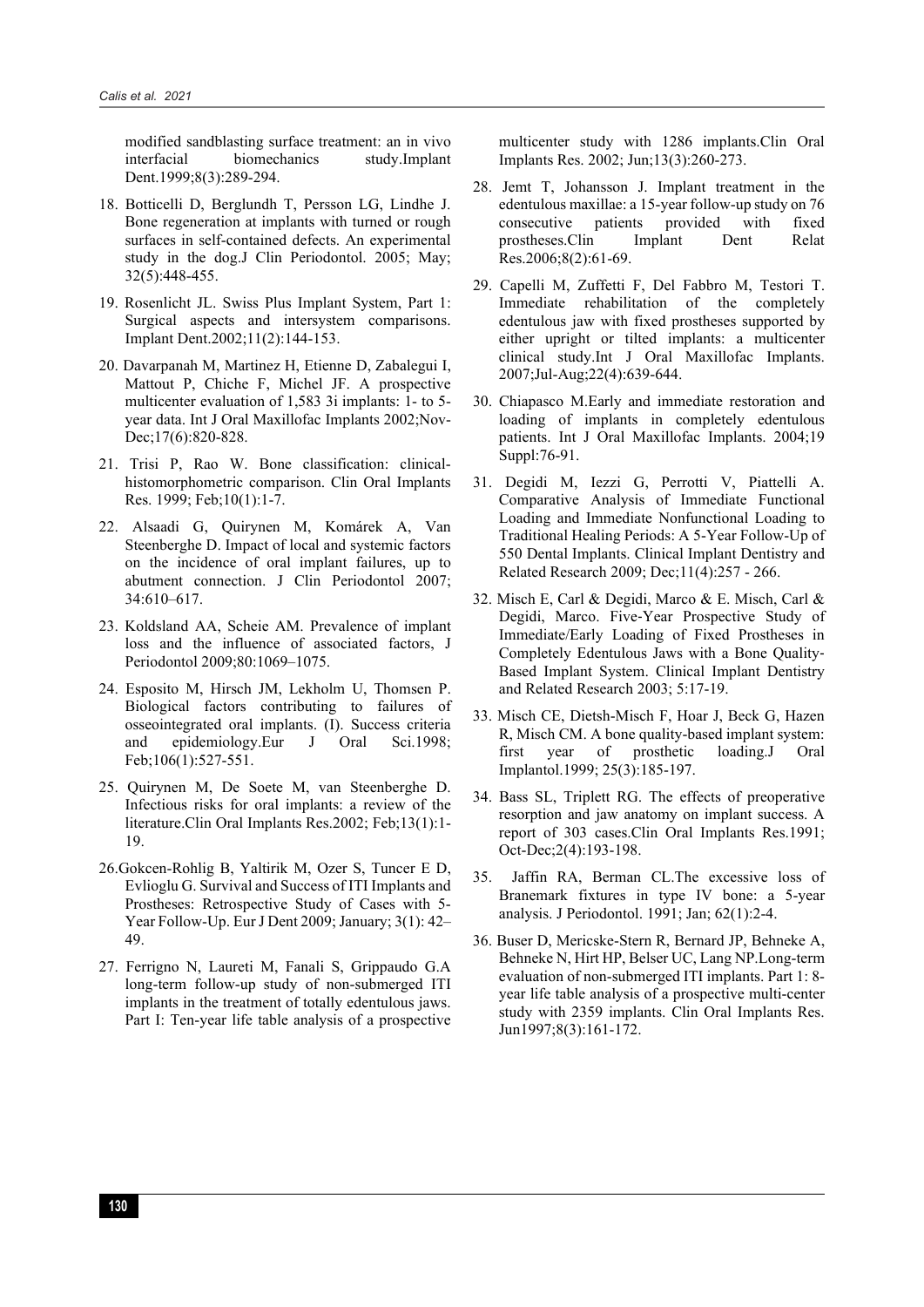modified sandblasting surface treatment: an in vivo interfacial biomechanics study.Implant Dent.1999;8(3):289-294.

18. Botticelli D, Berglundh T, Persson LG, Lindhe J. Bone regeneration at implants with turned or rough surfaces in self-contained defects. An experimental study in the dog.J Clin Periodontol. 2005; May; 32(5):448-455.

19. Rosenlicht JL. Swiss Plus Implant System, Part 1: Surgical aspects and intersystem comparisons. Implant Dent.2002;11(2):144-153.

20. Davarpanah M, Martinez H, Etienne D, Zabalegui I, Mattout P, Chiche F, Michel JF. A prospective multicenter evaluation of 1,583 3i implants: 1- to 5-year data. Int J Oral Maxillofac Implants 2002;Nov-Dec;17(6):820-828.

21. Trisi P, Rao W. Bone classification: clinical-histomorphometric comparison. Clin Oral Implants Res. 1999; Feb;10(1):1-7.

22. Alsaadi G, Quirynen M, Komárek A, Van Steenberghe D. Impact of local and systemic factors on the incidence of oral implant failures, up to abutment connection. J Clin Periodontol 2007; 34:610–617.

23. Koldsland AA, Scheie AM. Prevalence of implant loss and the influence of associated factors, J Periodontol 2009;80:1069–1075.

24. Esposito M, Hirsch JM, Lekholm U, Thomsen P. Biological factors contributing to failures of osseointegrated oral implants. (I). Success criteria and epidemiology.Eur J Oral Sci.1998; Feb;106(1):527-551.

25. Quirynen M, De Soete M, van Steenberghe D. Infectious risks for oral implants: a review of the literature.Clin Oral Implants Res.2002; Feb;13(1):1-19.

26.Gokcen-Rohlig B, Yaltirik M, Ozer S, Tuncer E D, Evlioglu G. Survival and Success of ITI Implants and Prostheses: Retrospective Study of Cases with 5-Year Follow-Up. Eur J Dent 2009; January; 3(1): 42–49.

27. Ferrigno N, Laureti M, Fanali S, Grippaudo G.A long-term follow-up study of non-submerged ITI implants in the treatment of totally edentulous jaws. Part I: Ten-year life table analysis of a prospective multicenter study with 1286 implants.Clin Oral Implants Res. 2002; Jun;13(3):260-273.

28. Jemt T, Johansson J. Implant treatment in the edentulous maxillae: a 15-year follow-up study on 76 consecutive patients provided with fixed prostheses.Clin Implant Dent Relat Res.2006;8(2):61-69.

29. Capelli M, Zuffetti F, Del Fabbro M, Testori T. Immediate rehabilitation of the completely edentulous jaw with fixed prostheses supported by either upright or tilted implants: a multicenter clinical study.Int J Oral Maxillofac Implants. 2007;Jul-Aug;22(4):639-644.

30. Chiapasco M.Early and immediate restoration and loading of implants in completely edentulous patients. Int J Oral Maxillofac Implants. 2004;19 Suppl:76-91.

31. Degidi M, Iezzi G, Perrotti V, Piattelli A. Comparative Analysis of Immediate Functional Loading and Immediate Nonfunctional Loading to Traditional Healing Periods: A 5-Year Follow-Up of 550 Dental Implants. Clinical Implant Dentistry and Related Research 2009; Dec;11(4):257 - 266.

32. Misch E, Carl & Degidi, Marco & E. Misch, Carl & Degidi, Marco. Five-Year Prospective Study of Immediate/Early Loading of Fixed Prostheses in Completely Edentulous Jaws with a Bone Quality-Based Implant System. Clinical Implant Dentistry and Related Research 2003; 5:17-19.

33. Misch CE, Dietsh-Misch F, Hoar J, Beck G, Hazen R, Misch CM. A bone quality-based implant system: first year of prosthetic loading.J Oral Implantol.1999; 25(3):185-197.

34. Bass SL, Triplett RG. The effects of preoperative resorption and jaw anatomy on implant success. A report of 303 cases.Clin Oral Implants Res.1991; Oct-Dec;2(4):193-198.

35. Jaffin RA, Berman CL.The excessive loss of Branemark fixtures in type IV bone: a 5-year analysis. J Periodontol. 1991; Jan; 62(1):2-4.

36. Buser D, Mericske-Stern R, Bernard JP, Behneke A, Behneke N, Hirt HP, Belser UC, Lang NP.Long-term evaluation of non-submerged ITI implants. Part 1: 8-year life table analysis of a prospective multi-center study with 2359 implants. Clin Oral Implants Res. Jun1997;8(3):161-172.